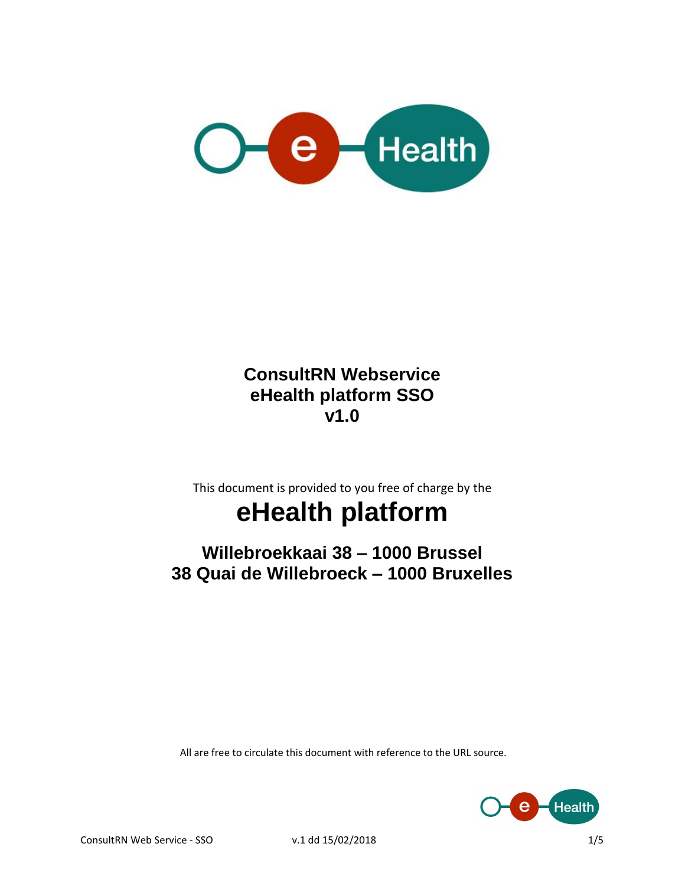# ConsultRN Webservice
# eHealth platform SSO
# v1.0

This document is provided to you free of charge by the

## eHealth platform

### Willebroekkaai 38 – 1000 Brussel
### 38 Quai de Willebroeck – 1000 Bruxelles

All are free to circulate this document with reference to the URL source.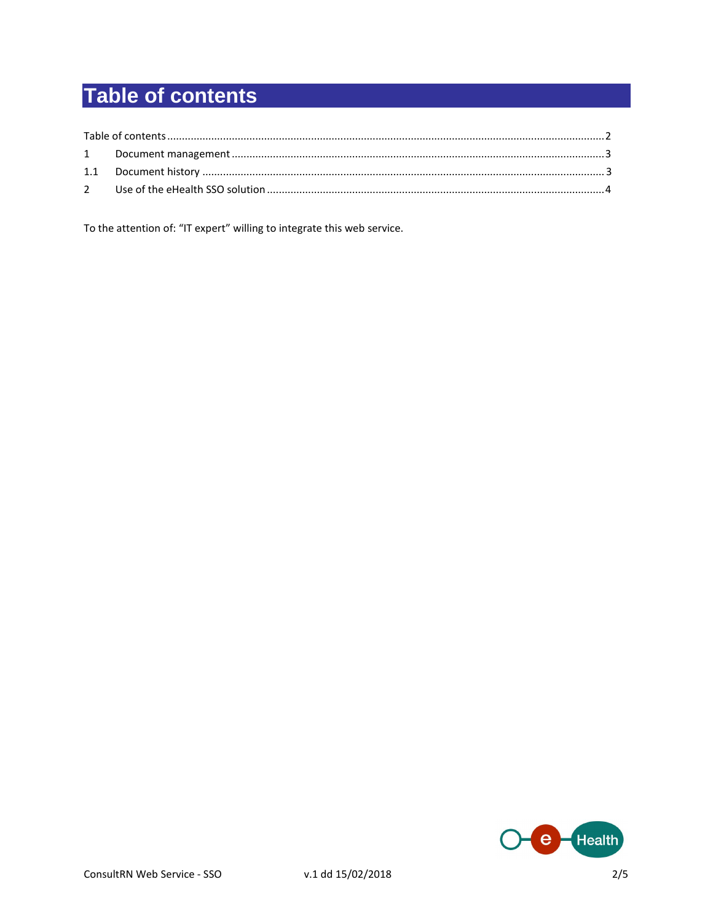# Table of contents

Table of contents ........................................................................................................................................2

1 Document management ..............................................................................................................3

1.1 Document history ........................................................................................................................3

2 Use of the eHealth SSO solution ...................................................................................................4

To the attention of: "IT expert" willing to integrate this web service.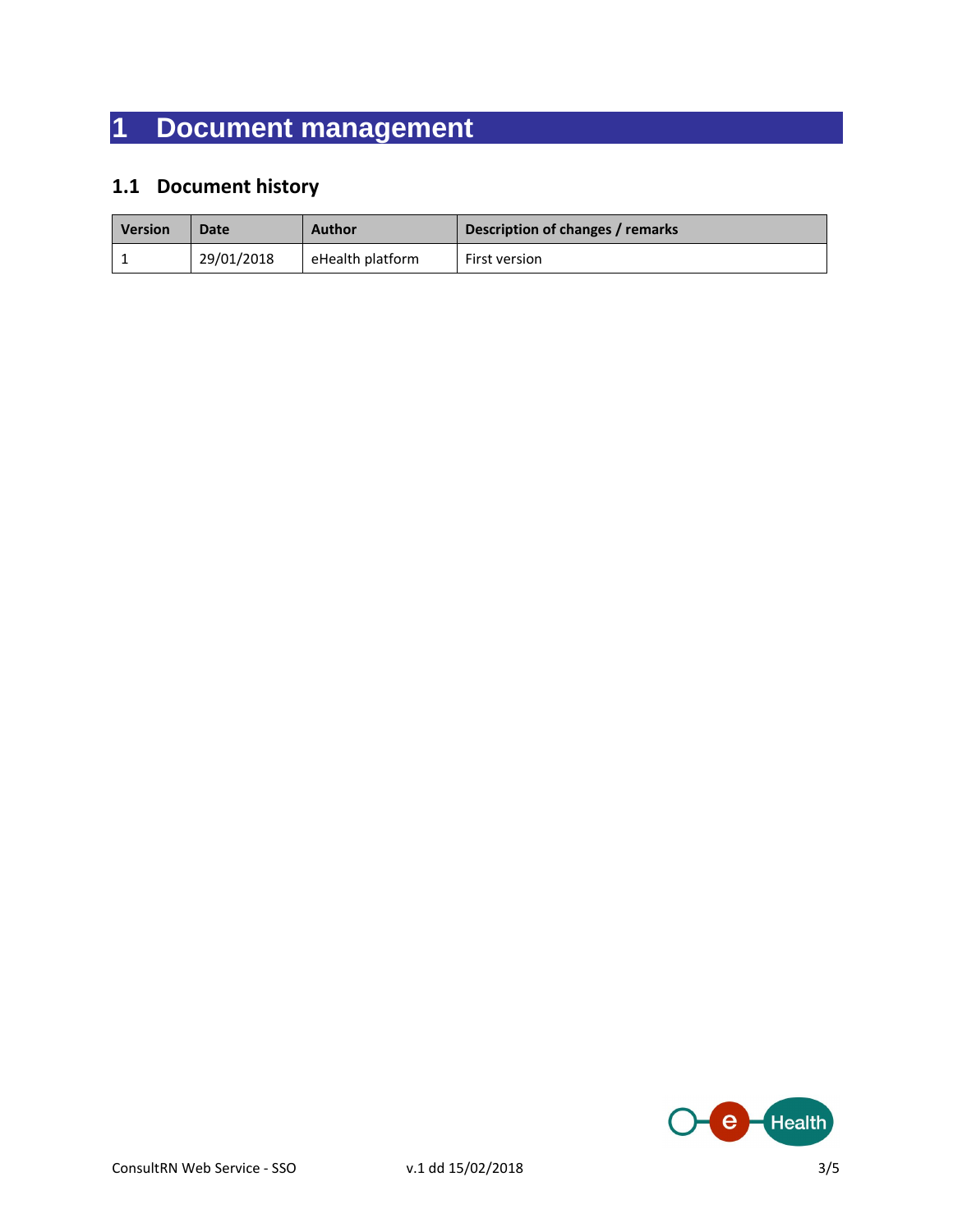# 1 Document management

## 1.1 Document history

| Version | Date | Author | Description of changes / remarks |
| --- | --- | --- | --- |
| 1 | 29/01/2018 | eHealth platform | First version |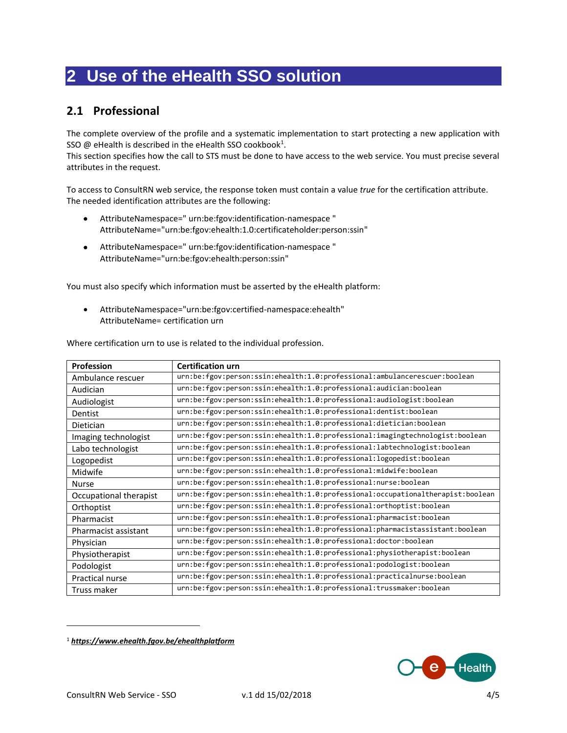# 2 Use of the eHealth SSO solution

## 2.1 Professional

The complete overview of the profile and a systematic implementation to start protecting a new application with SSO @ eHealth is described in the eHealth SSO cookbook[1].
This section specifies how the call to STS must be done to have access to the web service. You must precise several attributes in the request.

To access to ConsultRN web service, the response token must contain a value *true* for the certification attribute. The needed identification attributes are the following:

- AttributeNamespace=" urn:be:fgov:identification-namespace "
  AttributeName="urn:be:fgov:ehealth:1.0:certificateholder:person:ssin"
- AttributeNamespace=" urn:be:fgov:identification-namespace "
  AttributeName="urn:be:fgov:ehealth:person:ssin"

You must also specify which information must be asserted by the eHealth platform:

- AttributeNamespace="urn:be:fgov:certified-namespace:ehealth"
  AttributeName= certification urn

Where certification urn to use is related to the individual profession.

| Profession | Certification urn |
|---|---|
| Ambulance rescuer | urn:be:fgov:person:ssin:ehealth:1.0:professional:ambulancerescuer:boolean |
| Audician | urn:be:fgov:person:ssin:ehealth:1.0:professional:audician:boolean |
| Audiologist | urn:be:fgov:person:ssin:ehealth:1.0:professional:audiologist:boolean |
| Dentist | urn:be:fgov:person:ssin:ehealth:1.0:professional:dentist:boolean |
| Dietician | urn:be:fgov:person:ssin:ehealth:1.0:professional:dietician:boolean |
| Imaging technologist | urn:be:fgov:person:ssin:ehealth:1.0:professional:imagingtechnologist:boolean |
| Labo technologist | urn:be:fgov:person:ssin:ehealth:1.0:professional:labtechnologist:boolean |
| Logopedist | urn:be:fgov:person:ssin:ehealth:1.0:professional:logopedist:boolean |
| Midwife | urn:be:fgov:person:ssin:ehealth:1.0:professional:midwife:boolean |
| Nurse | urn:be:fgov:person:ssin:ehealth:1.0:professional:nurse:boolean |
| Occupational therapist | urn:be:fgov:person:ssin:ehealth:1.0:professional:occupationaltherapist:boolean |
| Orthoptist | urn:be:fgov:person:ssin:ehealth:1.0:professional:orthoptist:boolean |
| Pharmacist | urn:be:fgov:person:ssin:ehealth:1.0:professional:pharmacist:boolean |
| Pharmacist assistant | urn:be:fgov:person:ssin:ehealth:1.0:professional:pharmacistassistant:boolean |
| Physician | urn:be:fgov:person:ssin:ehealth:1.0:professional:doctor:boolean |
| Physiotherapist | urn:be:fgov:person:ssin:ehealth:1.0:professional:physiotherapist:boolean |
| Podologist | urn:be:fgov:person:ssin:ehealth:1.0:professional:podologist:boolean |
| Practical nurse | urn:be:fgov:person:ssin:ehealth:1.0:professional:practicalnurse:boolean |
| Truss maker | urn:be:fgov:person:ssin:ehealth:1.0:professional:trussmaker:boolean |

[1] ***https://www.ehealth.fgov.be/ehealthplatform***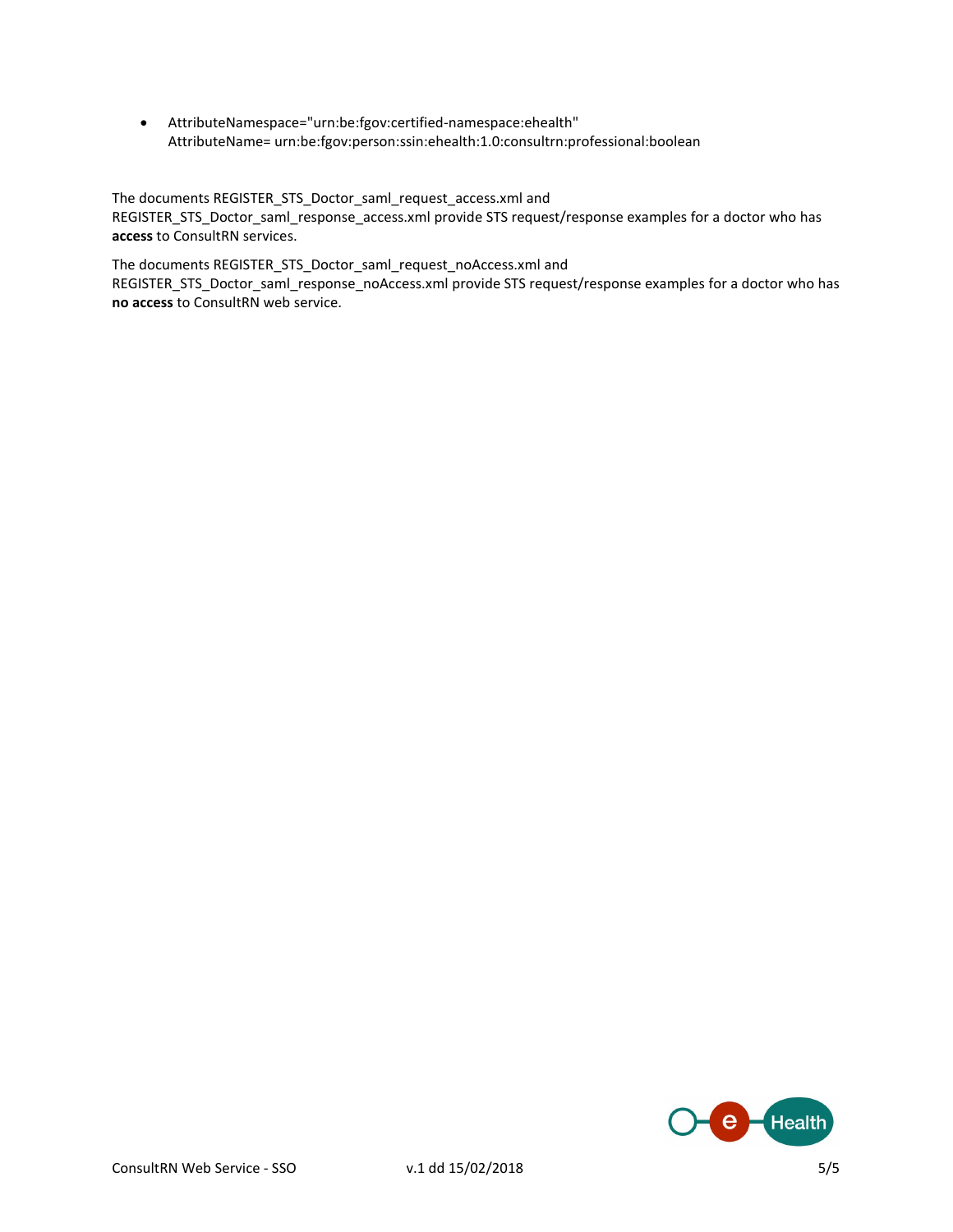- AttributeNamespace="urn:be:fgov:certified-namespace:ehealth"
  AttributeName= urn:be:fgov:person:ssin:ehealth:1.0:consultrn:professional:boolean

The documents REGISTER_STS_Doctor_saml_request_access.xml and REGISTER_STS_Doctor_saml_response_access.xml provide STS request/response examples for a doctor who has **access** to ConsultRN services.

The documents REGISTER_STS_Doctor_saml_request_noAccess.xml and REGISTER_STS_Doctor_saml_response_noAccess.xml provide STS request/response examples for a doctor who has **no access** to ConsultRN web service.